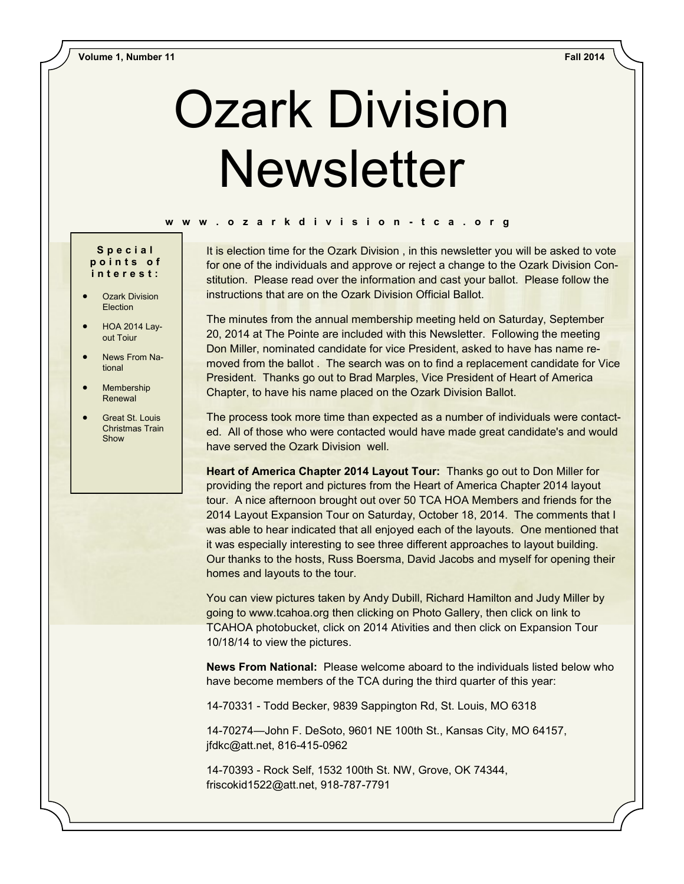Volume 1, Number 11 | Fall 2014

# Ozark Division Newsletter

www.ozarkdivision-tca.org

**Special points of interest:**

- Ozark Division Election
- HOA 2014 Layout Toiur
- News From National
- Membership Renewal
- Great St. Louis Christmas Train Show

It is election time for the Ozark Division , in this newsletter you will be asked to vote for one of the individuals and approve or reject a change to the Ozark Division Constitution. Please read over the information and cast your ballot. Please follow the instructions that are on the Ozark Division Official Ballot.

The minutes from the annual membership meeting held on Saturday, September 20, 2014 at The Pointe are included with this Newsletter. Following the meeting Don Miller, nominated candidate for vice President, asked to have has name removed from the ballot . The search was on to find a replacement candidate for Vice President. Thanks go out to Brad Marples, Vice President of Heart of America Chapter, to have his name placed on the Ozark Division Ballot.

The process took more time than expected as a number of individuals were contacted. All of those who were contacted would have made great candidate's and would have served the Ozark Division well.

**Heart of America Chapter 2014 Layout Tour:** Thanks go out to Don Miller for providing the report and pictures from the Heart of America Chapter 2014 layout tour. A nice afternoon brought out over 50 TCA HOA Members and friends for the 2014 Layout Expansion Tour on Saturday, October 18, 2014. The comments that I was able to hear indicated that all enjoyed each of the layouts. One mentioned that it was especially interesting to see three different approaches to layout building. Our thanks to the hosts, Russ Boersma, David Jacobs and myself for opening their homes and layouts to the tour.

You can view pictures taken by Andy Dubill, Richard Hamilton and Judy Miller by going to www.tcahoa.org then clicking on Photo Gallery, then click on link to TCAHOA photobucket, click on 2014 Ativities and then click on Expansion Tour 10/18/14 to view the pictures.

**News From National:** Please welcome aboard to the individuals listed below who have become members of the TCA during the third quarter of this year:

14-70331 - Todd Becker, 9839 Sappington Rd, St. Louis, MO 6318

14-70274—John F. DeSoto, 9601 NE 100th St., Kansas City, MO 64157, jfdkc@att.net, 816-415-0962

14-70393 - Rock Self, 1532 100th St. NW, Grove, OK 74344, friscokid1522@att.net, 918-787-7791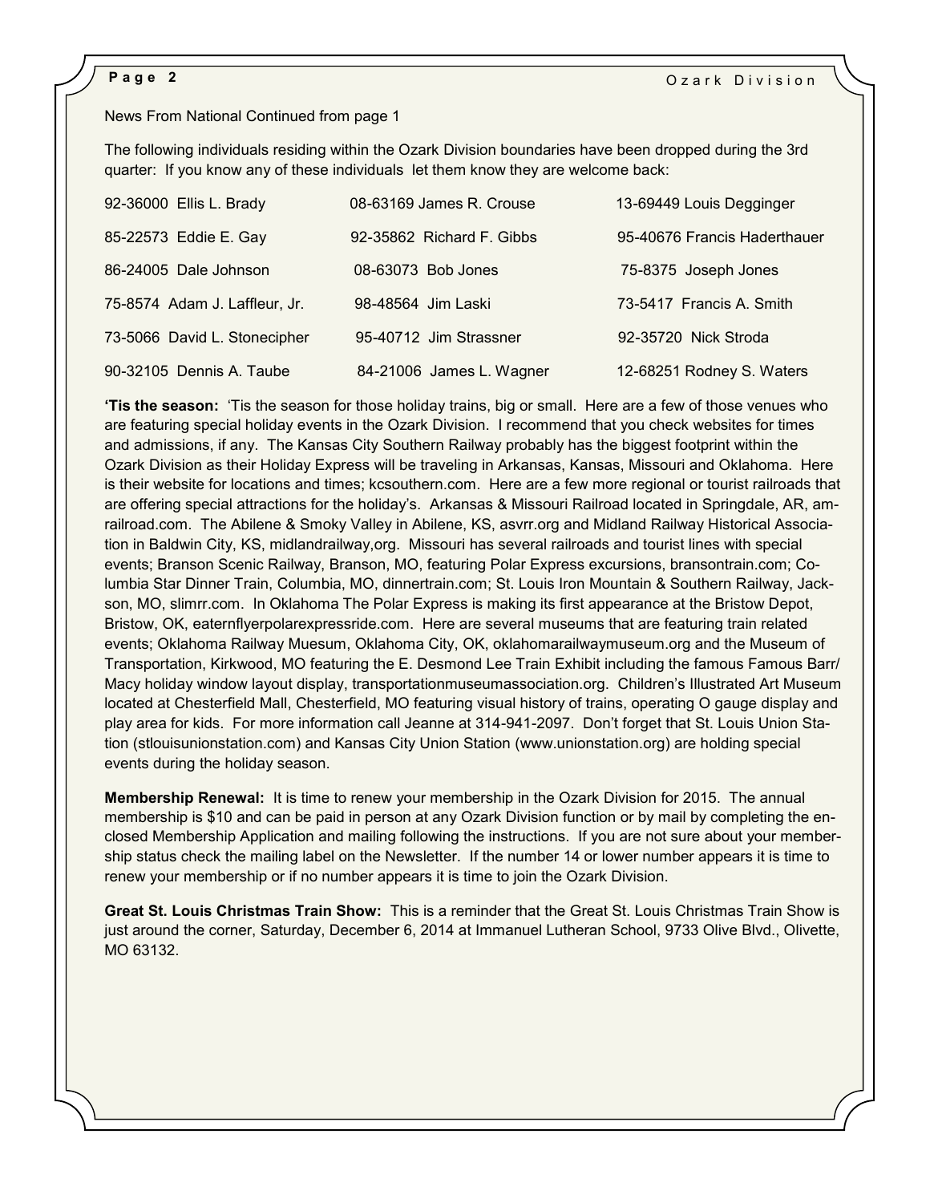News From National Continued from page 1

The following individuals residing within the Ozark Division boundaries have been dropped during the 3rd quarter: If you know any of these individuals let them know they are welcome back:

| | | |
|---|---|---|
| 92-36000 Ellis L. Brady | 08-63169 James R. Crouse | 13-69449 Louis Degginger |
| 85-22573 Eddie E. Gay | 92-35862 Richard F. Gibbs | 95-40676 Francis Haderthauer |
| 86-24005 Dale Johnson | 08-63073 Bob Jones | 75-8375 Joseph Jones |
| 75-8574 Adam J. Laffleur, Jr. | 98-48564 Jim Laski | 73-5417 Francis A. Smith |
| 73-5066 David L. Stonecipher | 95-40712 Jim Strassner | 92-35720 Nick Stroda |
| 90-32105 Dennis A. Taube | 84-21006 James L. Wagner | 12-68251 Rodney S. Waters |

**'Tis the season:** 'Tis the season for those holiday trains, big or small. Here are a few of those venues who are featuring special holiday events in the Ozark Division. I recommend that you check websites for times and admissions, if any. The Kansas City Southern Railway probably has the biggest footprint within the Ozark Division as their Holiday Express will be traveling in Arkansas, Kansas, Missouri and Oklahoma. Here is their website for locations and times; kcsouthern.com. Here are a few more regional or tourist railroads that are offering special attractions for the holiday's. Arkansas & Missouri Railroad located in Springdale, AR, amrailroad.com. The Abilene & Smoky Valley in Abilene, KS, asvrr.org and Midland Railway Historical Association in Baldwin City, KS, midlandrailway,org. Missouri has several railroads and tourist lines with special events; Branson Scenic Railway, Branson, MO, featuring Polar Express excursions, bransontrain.com; Columbia Star Dinner Train, Columbia, MO, dinnertrain.com; St. Louis Iron Mountain & Southern Railway, Jackson, MO, slimrr.com. In Oklahoma The Polar Express is making its first appearance at the Bristow Depot, Bristow, OK, eaternflyerpolarexpressride.com. Here are several museums that are featuring train related events; Oklahoma Railway Muesum, Oklahoma City, OK, oklahomarailwaymuseum.org and the Museum of Transportation, Kirkwood, MO featuring the E. Desmond Lee Train Exhibit including the famous Famous Barr/ Macy holiday window layout display, transportationmuseumassociation.org. Children's Illustrated Art Museum located at Chesterfield Mall, Chesterfield, MO featuring visual history of trains, operating O gauge display and play area for kids. For more information call Jeanne at 314-941-2097. Don't forget that St. Louis Union Station (stlouisunionstation.com) and Kansas City Union Station (www.unionstation.org) are holding special events during the holiday season.

**Membership Renewal:** It is time to renew your membership in the Ozark Division for 2015. The annual membership is $10 and can be paid in person at any Ozark Division function or by mail by completing the enclosed Membership Application and mailing following the instructions. If you are not sure about your membership status check the mailing label on the Newsletter. If the number 14 or lower number appears it is time to renew your membership or if no number appears it is time to join the Ozark Division.

**Great St. Louis Christmas Train Show:** This is a reminder that the Great St. Louis Christmas Train Show is just around the corner, Saturday, December 6, 2014 at Immanuel Lutheran School, 9733 Olive Blvd., Olivette, MO 63132.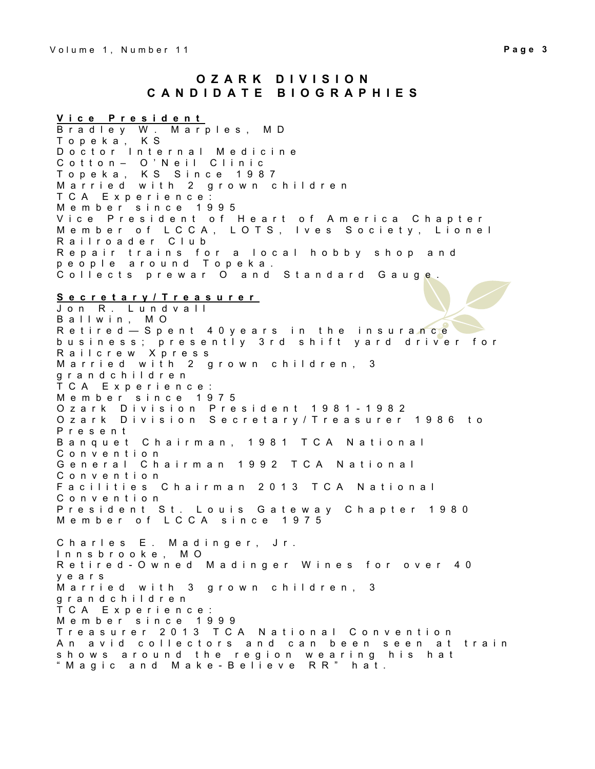# OZARK DIVISION CANDIDATE BIOGRAPHIES

## Vice President

Bradley W. Marples, MD
Topeka, KS
Doctor Internal Medicine
Cotton– O'Neil Clinic
Topeka, KS Since 1987
Married with 2 grown children
TCA Experience:
Member since 1995
Vice President of Heart of America Chapter
Member of LCCA, LOTS, Ives Society, Lionel Railroader Club
Repair trains for a local hobby shop and people around Topeka.
Collects prewar O and Standard Gauge.

## Secretary/Treasurer

Jon R. Lundvall
Ballwin, MO
Retired—Spent 40years in the insurance business; presently 3rd shift yard driver for Railcrew Xpress
Married with 2 grown children, 3 grandchildren
TCA Experience:
Member since 1975
Ozark Division President 1981-1982
Ozark Division Secretary/Treasurer 1986 to Present
Banquet Chairman, 1981 TCA National Convention
General Chairman 1992 TCA National Convention
Facilities Chairman 2013 TCA National Convention
President St. Louis Gateway Chapter 1980
Member of LCCA since 1975

Charles E. Madinger, Jr.
Innsbrooke, MO
Retired-Owned Madinger Wines for over 40 years
Married with 3 grown children, 3 grandchildren
TCA Experience:
Member since 1999
Treasurer 2013 TCA National Convention
An avid collectors and can been seen at train shows around the region wearing his hat "Magic and Make-Believe RR" hat.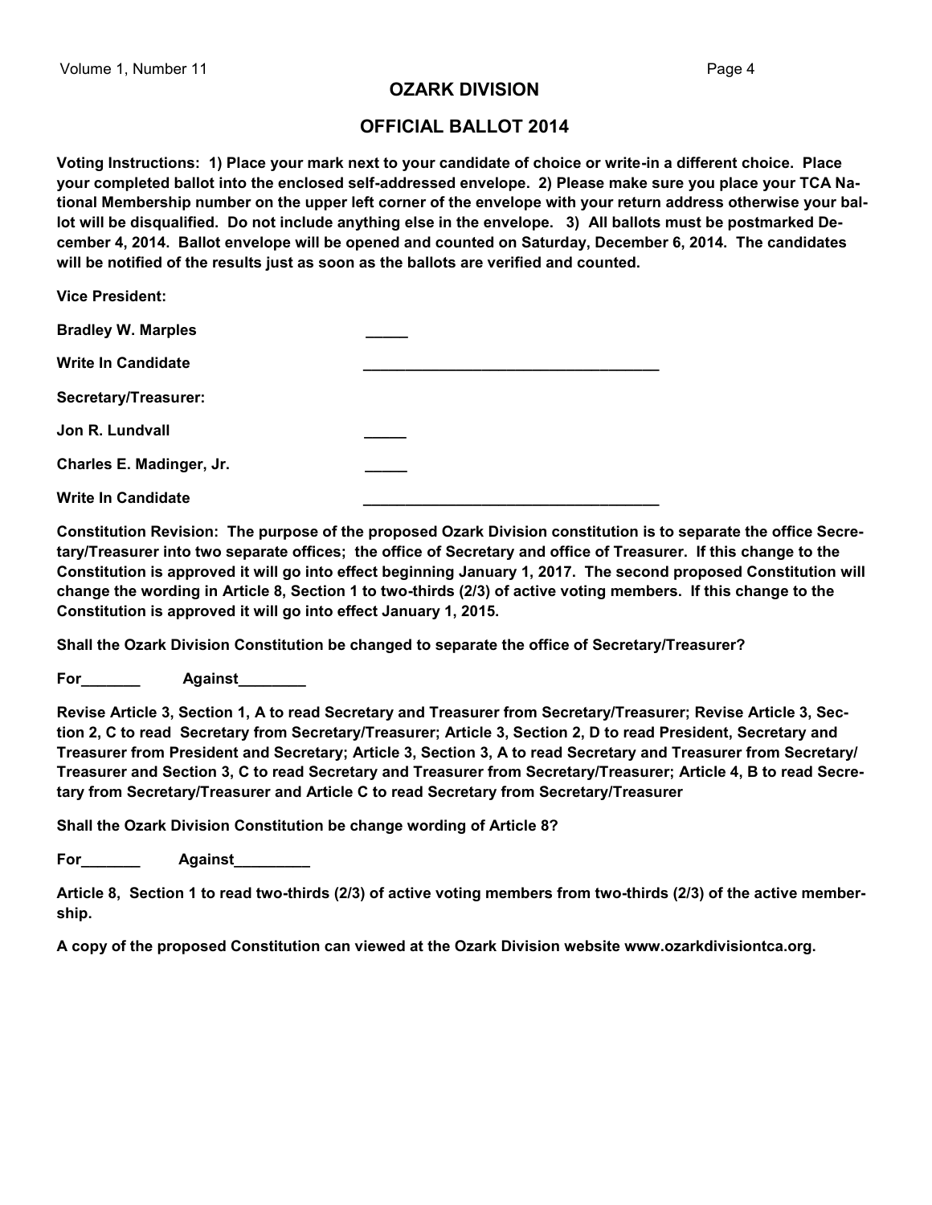## OZARK DIVISION

## OFFICIAL BALLOT 2014

**Voting Instructions: 1) Place your mark next to your candidate of choice or write-in a different choice. Place your completed ballot into the enclosed self-addressed envelope. 2) Please make sure you place your TCA National Membership number on the upper left corner of the envelope with your return address otherwise your ballot will be disqualified. Do not include anything else in the envelope. 3) All ballots must be postmarked December 4, 2014. Ballot envelope will be opened and counted on Saturday, December 6, 2014. The candidates will be notified of the results just as soon as the ballots are verified and counted.**

**Vice President:**

**Bradley W. Marples** _____

**Write In Candidate** ___________________________________

**Secretary/Treasurer:**

**Jon R. Lundvall** _____

**Charles E. Madinger, Jr.** _____

**Write In Candidate** ___________________________________

**Constitution Revision: The purpose of the proposed Ozark Division constitution is to separate the office Secretary/Treasurer into two separate offices; the office of Secretary and office of Treasurer. If this change to the Constitution is approved it will go into effect beginning January 1, 2017. The second proposed Constitution will change the wording in Article 8, Section 1 to two-thirds (2/3) of active voting members. If this change to the Constitution is approved it will go into effect January 1, 2015.**

**Shall the Ozark Division Constitution be changed to separate the office of Secretary/Treasurer?**

**For_______ Against________**

**Revise Article 3, Section 1, A to read Secretary and Treasurer from Secretary/Treasurer; Revise Article 3, Section 2, C to read Secretary from Secretary/Treasurer; Article 3, Section 2, D to read President, Secretary and Treasurer from President and Secretary; Article 3, Section 3, A to read Secretary and Treasurer from Secretary/Treasurer and Section 3, C to read Secretary and Treasurer from Secretary/Treasurer; Article 4, B to read Secretary from Secretary/Treasurer and Article C to read Secretary from Secretary/Treasurer**

**Shall the Ozark Division Constitution be change wording of Article 8?**

**For_______ Against_________**

**Article 8, Section 1 to read two-thirds (2/3) of active voting members from two-thirds (2/3) of the active membership.**

**A copy of the proposed Constitution can viewed at the Ozark Division website www.ozarkdivisiontca.org.**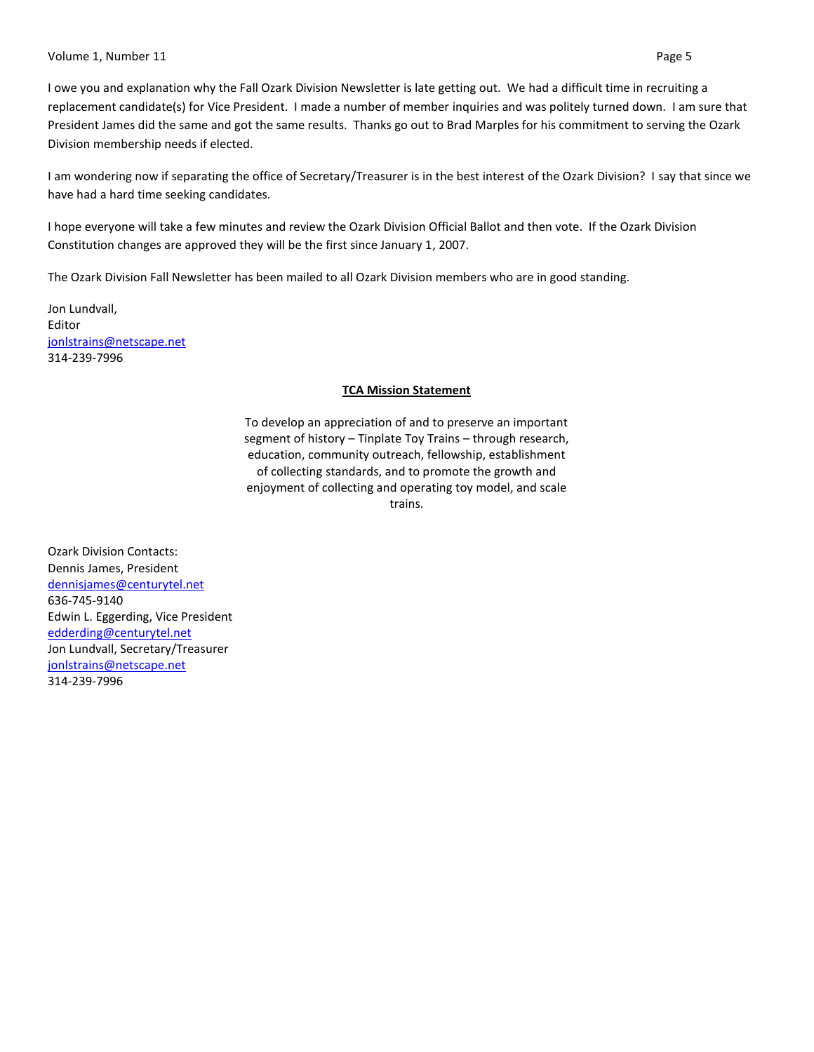I owe you and explanation why the Fall Ozark Division Newsletter is late getting out. We had a difficult time in recruiting a replacement candidate(s) for Vice President. I made a number of member inquiries and was politely turned down. I am sure that President James did the same and got the same results. Thanks go out to Brad Marples for his commitment to serving the Ozark Division membership needs if elected.

I am wondering now if separating the office of Secretary/Treasurer is in the best interest of the Ozark Division? I say that since we have had a hard time seeking candidates.

I hope everyone will take a few minutes and review the Ozark Division Official Ballot and then vote. If the Ozark Division Constitution changes are approved they will be the first since January 1, 2007.

The Ozark Division Fall Newsletter has been mailed to all Ozark Division members who are in good standing.

Jon Lundvall,
Editor
jonlstrains@netscape.net
314-239-7996

**TCA Mission Statement**

To develop an appreciation of and to preserve an important segment of history – Tinplate Toy Trains – through research, education, community outreach, fellowship, establishment of collecting standards, and to promote the growth and enjoyment of collecting and operating toy model, and scale trains.

Ozark Division Contacts:
Dennis James, President
dennisjames@centurytel.net
636-745-9140
Edwin L. Eggerding, Vice President
edderding@centurytel.net
Jon Lundvall, Secretary/Treasurer
jonlstrains@netscape.net
314-239-7996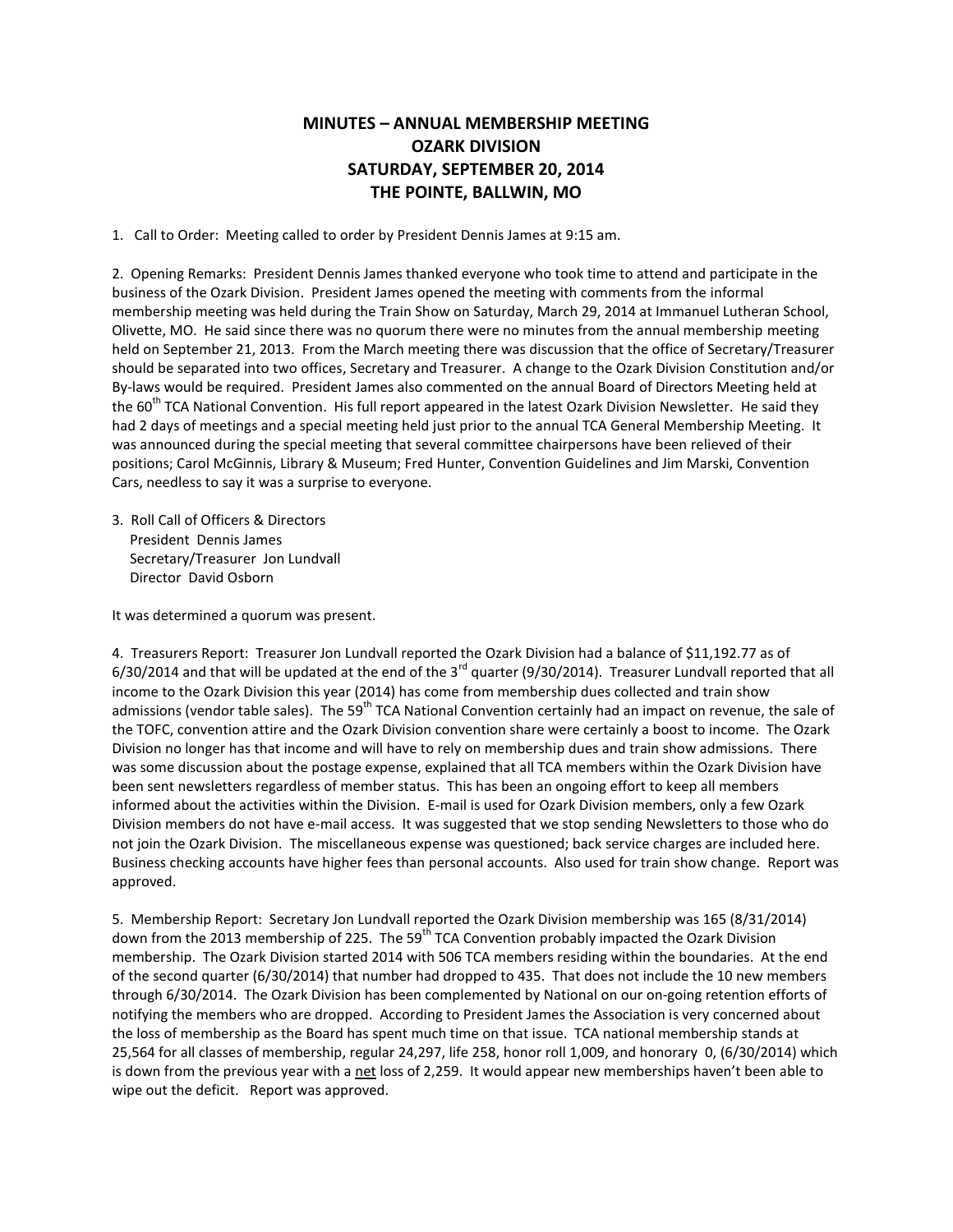# MINUTES – ANNUAL MEMBERSHIP MEETING
# OZARK DIVISION
# SATURDAY, SEPTEMBER 20, 2014
# THE POINTE, BALLWIN, MO

1. Call to Order: Meeting called to order by President Dennis James at 9:15 am.

2. Opening Remarks: President Dennis James thanked everyone who took time to attend and participate in the business of the Ozark Division. President James opened the meeting with comments from the informal membership meeting was held during the Train Show on Saturday, March 29, 2014 at Immanuel Lutheran School, Olivette, MO. He said since there was no quorum there were no minutes from the annual membership meeting held on September 21, 2013. From the March meeting there was discussion that the office of Secretary/Treasurer should be separated into two offices, Secretary and Treasurer. A change to the Ozark Division Constitution and/or By-laws would be required. President James also commented on the annual Board of Directors Meeting held at the 60th TCA National Convention. His full report appeared in the latest Ozark Division Newsletter. He said they had 2 days of meetings and a special meeting held just prior to the annual TCA General Membership Meeting. It was announced during the special meeting that several committee chairpersons have been relieved of their positions; Carol McGinnis, Library & Museum; Fred Hunter, Convention Guidelines and Jim Marski, Convention Cars, needless to say it was a surprise to everyone.

3. Roll Call of Officers & Directors
   President Dennis James
   Secretary/Treasurer Jon Lundvall
   Director David Osborn

It was determined a quorum was present.

4. Treasurers Report: Treasurer Jon Lundvall reported the Ozark Division had a balance of $11,192.77 as of 6/30/2014 and that will be updated at the end of the 3rd quarter (9/30/2014). Treasurer Lundvall reported that all income to the Ozark Division this year (2014) has come from membership dues collected and train show admissions (vendor table sales). The 59th TCA National Convention certainly had an impact on revenue, the sale of the TOFC, convention attire and the Ozark Division convention share were certainly a boost to income. The Ozark Division no longer has that income and will have to rely on membership dues and train show admissions. There was some discussion about the postage expense, explained that all TCA members within the Ozark Division have been sent newsletters regardless of member status. This has been an ongoing effort to keep all members informed about the activities within the Division. E-mail is used for Ozark Division members, only a few Ozark Division members do not have e-mail access. It was suggested that we stop sending Newsletters to those who do not join the Ozark Division. The miscellaneous expense was questioned; back service charges are included here. Business checking accounts have higher fees than personal accounts. Also used for train show change. Report was approved.

5. Membership Report: Secretary Jon Lundvall reported the Ozark Division membership was 165 (8/31/2014) down from the 2013 membership of 225. The 59th TCA Convention probably impacted the Ozark Division membership. The Ozark Division started 2014 with 506 TCA members residing within the boundaries. At the end of the second quarter (6/30/2014) that number had dropped to 435. That does not include the 10 new members through 6/30/2014. The Ozark Division has been complemented by National on our on-going retention efforts of notifying the members who are dropped. According to President James the Association is very concerned about the loss of membership as the Board has spent much time on that issue. TCA national membership stands at 25,564 for all classes of membership, regular 24,297, life 258, honor roll 1,009, and honorary 0, (6/30/2014) which is down from the previous year with a <u>net</u> loss of 2,259. It would appear new memberships haven't been able to wipe out the deficit. Report was approved.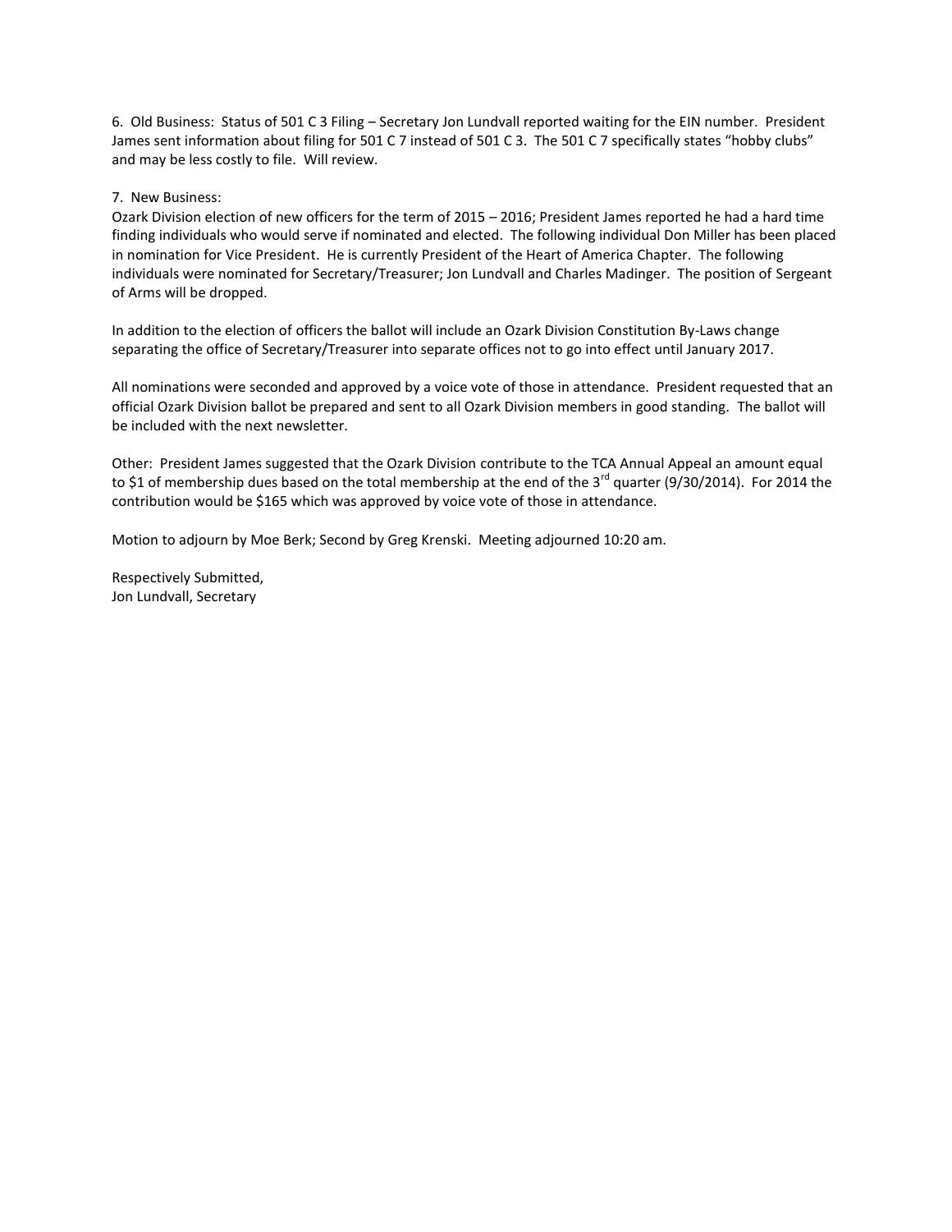6. Old Business: Status of 501 C 3 Filing – Secretary Jon Lundvall reported waiting for the EIN number. President James sent information about filing for 501 C 7 instead of 501 C 3. The 501 C 7 specifically states “hobby clubs” and may be less costly to file. Will review.

7. New Business:
Ozark Division election of new officers for the term of 2015 – 2016; President James reported he had a hard time finding individuals who would serve if nominated and elected. The following individual Don Miller has been placed in nomination for Vice President. He is currently President of the Heart of America Chapter. The following individuals were nominated for Secretary/Treasurer; Jon Lundvall and Charles Madinger. The position of Sergeant of Arms will be dropped.

In addition to the election of officers the ballot will include an Ozark Division Constitution By-Laws change separating the office of Secretary/Treasurer into separate offices not to go into effect until January 2017.

All nominations were seconded and approved by a voice vote of those in attendance. President requested that an official Ozark Division ballot be prepared and sent to all Ozark Division members in good standing. The ballot will be included with the next newsletter.

Other: President James suggested that the Ozark Division contribute to the TCA Annual Appeal an amount equal to $1 of membership dues based on the total membership at the end of the 3rd quarter (9/30/2014). For 2014 the contribution would be $165 which was approved by voice vote of those in attendance.

Motion to adjourn by Moe Berk; Second by Greg Krenski. Meeting adjourned 10:20 am.

Respectively Submitted,
Jon Lundvall, Secretary